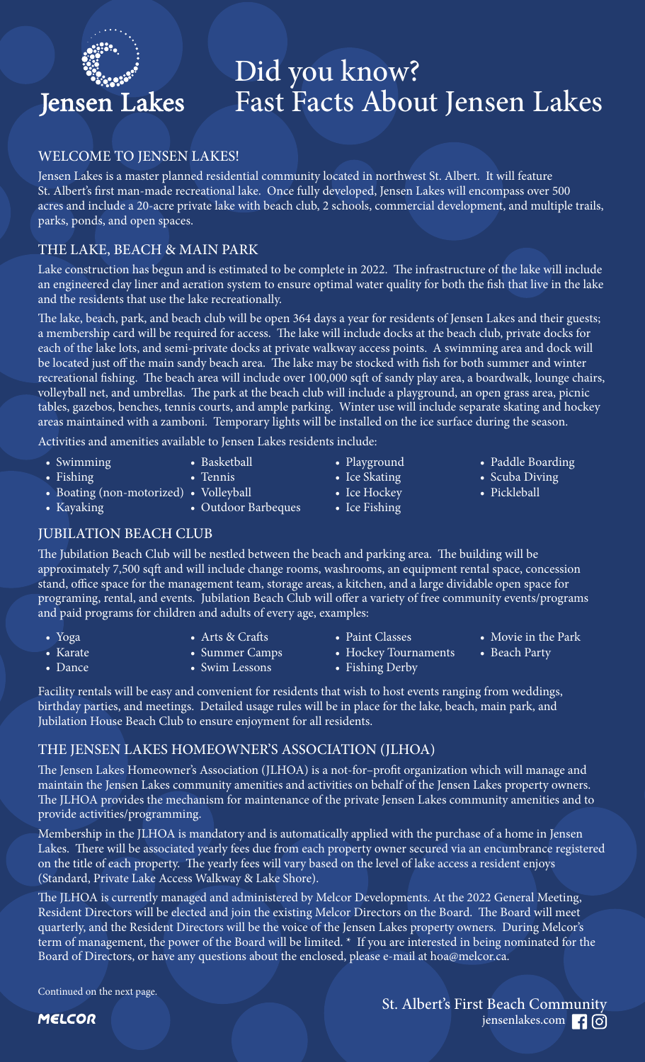Jensen Lakes

# Did you know? Fast Facts About Jensen Lakes

## WELCOME TO JENSEN LAKES!

Jensen Lakes is a master planned residential community located in northwest St. Albert. It will feature St. Albert's first man-made recreational lake. Once fully developed, Jensen Lakes will encompass over 500 acres and include a 20-acre private lake with beach club, 2 schools, commercial development, and multiple trails, parks, ponds, and open spaces.

## THE LAKE, BEACH & MAIN PARK

Lake construction has begun and is estimated to be complete in 2022. The infrastructure of the lake will include an engineered clay liner and aeration system to ensure optimal water quality for both the fish that live in the lake and the residents that use the lake recreationally.

The lake, beach, park, and beach club will be open 364 days a year for residents of Jensen Lakes and their guests; a membership card will be required for access. The lake will include docks at the beach club, private docks for each of the lake lots, and semi-private docks at private walkway access points. A swimming area and dock will be located just off the main sandy beach area. The lake may be stocked with fish for both summer and winter recreational fishing. The beach area will include over 100,000 sqft of sandy play area, a boardwalk, lounge chairs, volleyball net, and umbrellas. The park at the beach club will include a playground, an open grass area, picnic tables, gazebos, benches, tennis courts, and ample parking. Winter use will include separate skating and hockey areas maintained with a zamboni. Temporary lights will be installed on the ice surface during the season.

Activities and amenities available to Jensen Lakes residents include:

- Swimming
- Fishing
- Boating (non-motorized)
- Kayaking
- Basketball
- Tennis
- Volleyball
- Outdoor Barbeques
- Playground
- Ice Skating
- Ice Hockey
- Ice Fishing
- Paddle Boarding
- Scuba Diving
- Pickleball

## JUBILATION BEACH CLUB

The Jubilation Beach Club will be nestled between the beach and parking area. The building will be approximately 7,500 sqft and will include change rooms, washrooms, an equipment rental space, concession stand, office space for the management team, storage areas, a kitchen, and a large dividable open space for programing, rental, and events. Jubilation Beach Club will offer a variety of free community events/programs and paid programs for children and adults of every age, examples:

- Yoga
- Karate
- Dance
- Arts & Crafts
- Summer Camps
- Swim Lessons
- Paint Classes
- Hockey Tournaments
- Fishing Derby
- Movie in the Park
- Beach Party

Facility rentals will be easy and convenient for residents that wish to host events ranging from weddings, birthday parties, and meetings. Detailed usage rules will be in place for the lake, beach, main park, and Jubilation House Beach Club to ensure enjoyment for all residents.

## THE JENSEN LAKES HOMEOWNER'S ASSOCIATION (JLHOA)

The Jensen Lakes Homeowner's Association (JLHOA) is a not-for–profit organization which will manage and maintain the Jensen Lakes community amenities and activities on behalf of the Jensen Lakes property owners. The JLHOA provides the mechanism for maintenance of the private Jensen Lakes community amenities and to provide activities/programming.

Membership in the JLHOA is mandatory and is automatically applied with the purchase of a home in Jensen Lakes. There will be associated yearly fees due from each property owner secured via an encumbrance registered on the title of each property. The yearly fees will vary based on the level of lake access a resident enjoys (Standard, Private Lake Access Walkway & Lake Shore).

The JLHOA is currently managed and administered by Melcor Developments. At the 2022 General Meeting, Resident Directors will be elected and join the existing Melcor Directors on the Board. The Board will meet quarterly, and the Resident Directors will be the voice of the Jensen Lakes property owners. During Melcor's term of management, the power of the Board will be limited. * If you are interested in being nominated for the Board of Directors, or have any questions about the enclosed, please e-mail at hoa@melcor.ca.

Continued on the next page.

MELCOR

St. Albert's First Beach Community
jensenlakes.com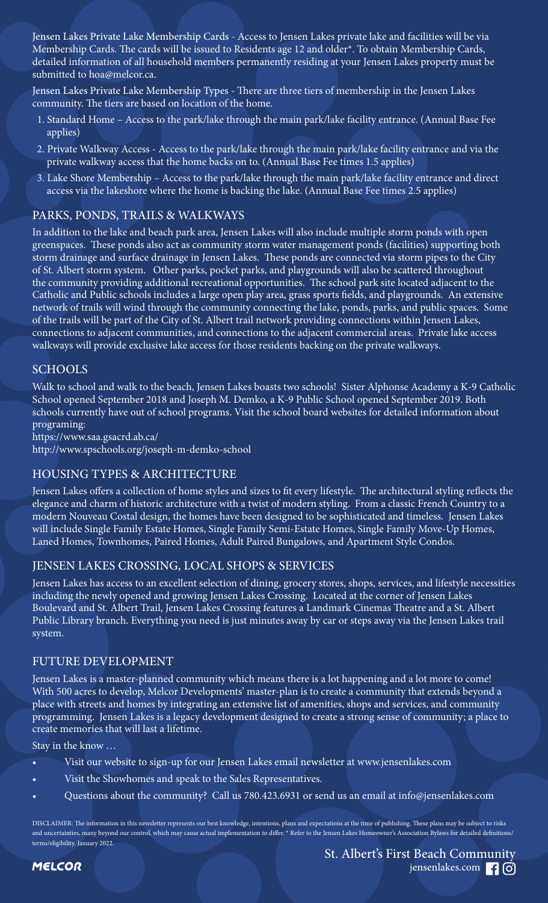**Jensen Lakes Private Lake Membership Cards** - Access to Jensen Lakes private lake and facilities will be via Membership Cards. The cards will be issued to Residents age 12 and older*. To obtain Membership Cards, detailed information of all household members permanently residing at your Jensen Lakes property must be submitted to hoa@melcor.ca.

**Jensen Lakes Private Lake Membership Types** - There are three tiers of membership in the Jensen Lakes community. The tiers are based on location of the home.

1. Standard Home – Access to the park/lake through the main park/lake facility entrance. (Annual Base Fee applies)
2. Private Walkway Access - Access to the park/lake through the main park/lake facility entrance and via the private walkway access that the home backs on to. (Annual Base Fee times 1.5 applies)
3. Lake Shore Membership – Access to the park/lake through the main park/lake facility entrance and direct access via the lakeshore where the home is backing the lake. (Annual Base Fee times 2.5 applies)

## PARKS, PONDS, TRAILS & WALKWAYS

In addition to the lake and beach park area, Jensen Lakes will also include multiple storm ponds with open greenspaces. These ponds also act as community storm water management ponds (facilities) supporting both storm drainage and surface drainage in Jensen Lakes. These ponds are connected via storm pipes to the City of St. Albert storm system. Other parks, pocket parks, and playgrounds will also be scattered throughout the community providing additional recreational opportunities. The school park site located adjacent to the Catholic and Public schools includes a large open play area, grass sports fields, and playgrounds. An extensive network of trails will wind through the community connecting the lake, ponds, parks, and public spaces. Some of the trails will be part of the City of St. Albert trail network providing connections within Jensen Lakes, connections to adjacent communities, and connections to the adjacent commercial areas. Private lake access walkways will provide exclusive lake access for those residents backing on the private walkways.

## SCHOOLS

Walk to school and walk to the beach, Jensen Lakes boasts two schools! Sister Alphonse Academy a K-9 Catholic School opened September 2018 and Joseph M. Demko, a K-9 Public School opened September 2019. Both schools currently have out of school programs. Visit the school board websites for detailed information about programing:
https://www.saa.gsacrd.ab.ca/
http://www.spschools.org/joseph-m-demko-school

## HOUSING TYPES & ARCHITECTURE

Jensen Lakes offers a collection of home styles and sizes to fit every lifestyle. The architectural styling reflects the elegance and charm of historic architecture with a twist of modern styling. From a classic French Country to a modern Nouveau Costal design, the homes have been designed to be sophisticated and timeless. Jensen Lakes will include Single Family Estate Homes, Single Family Semi-Estate Homes, Single Family Move-Up Homes, Laned Homes, Townhomes, Paired Homes, Adult Paired Bungalows, and Apartment Style Condos.

## JENSEN LAKES CROSSING, LOCAL SHOPS & SERVICES

Jensen Lakes has access to an excellent selection of dining, grocery stores, shops, services, and lifestyle necessities including the newly opened and growing Jensen Lakes Crossing. Located at the corner of Jensen Lakes Boulevard and St. Albert Trail, Jensen Lakes Crossing features a Landmark Cinemas Theatre and a St. Albert Public Library branch. Everything you need is just minutes away by car or steps away via the Jensen Lakes trail system.

## FUTURE DEVELOPMENT

Jensen Lakes is a master-planned community which means there is a lot happening and a lot more to come! With 500 acres to develop, Melcor Developments' master-plan is to create a community that extends beyond a place with streets and homes by integrating an extensive list of amenities, shops and services, and community programming. Jensen Lakes is a legacy development designed to create a strong sense of community; a place to create memories that will last a lifetime.

Stay in the know …

- Visit our website to sign-up for our Jensen Lakes email newsletter at www.jensenlakes.com
- Visit the Showhomes and speak to the Sales Representatives.
- Questions about the community? Call us 780.423.6931 or send us an email at info@jensenlakes.com

DISCLAIMER: The information in this newsletter represents our best knowledge, intentions, plans and expectations at the time of publishing. These plans may be subject to risks and uncertainties, many beyond our control, which may cause actual implementation to differ. * Refer to the Jensen Lakes Homeowner's Association Bylaws for detailed definitions/terms/eligibility. January 2022.

MELCOR

St. Albert's First Beach Community
jensenlakes.com